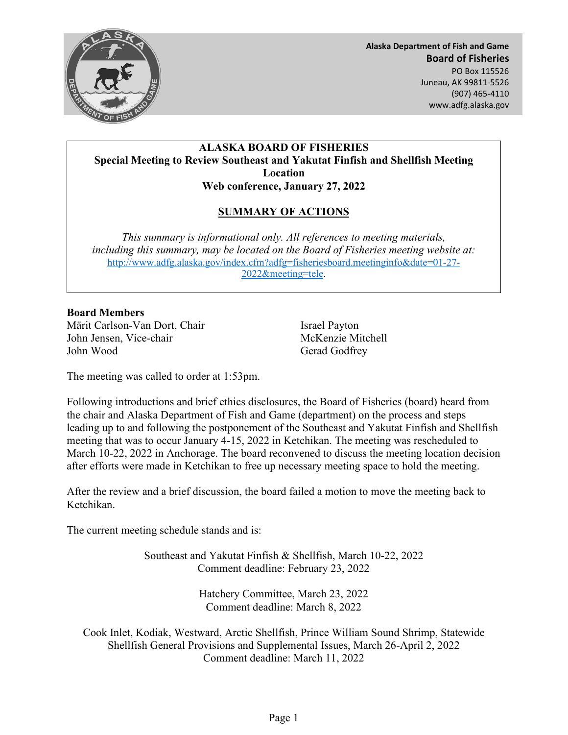Alaska Department of Fish and Game
**Board of Fisheries**
PO Box 115526
Juneau, AK 99811-5526
(907) 465-4110
www.adfg.alaska.gov

# ALASKA BOARD OF FISHERIES

## Special Meeting to Review Southeast and Yakutat Finfish and Shellfish Meeting Location

**Web conference, January 27, 2022**

## SUMMARY OF ACTIONS

*This summary is informational only. All references to meeting materials, including this summary, may be located on the Board of Fisheries meeting website at:* http://www.adfg.alaska.gov/index.cfm?adfg=fisheriesboard.meetinginfo&date=01-27-2022&meeting=tele.

**Board Members**

Märit Carlson-Van Dort, Chair
John Jensen, Vice-chair
John Wood
Israel Payton
McKenzie Mitchell
Gerad Godfrey

The meeting was called to order at 1:53pm.

Following introductions and brief ethics disclosures, the Board of Fisheries (board) heard from the chair and Alaska Department of Fish and Game (department) on the process and steps leading up to and following the postponement of the Southeast and Yakutat Finfish and Shellfish meeting that was to occur January 4-15, 2022 in Ketchikan. The meeting was rescheduled to March 10-22, 2022 in Anchorage. The board reconvened to discuss the meeting location decision after efforts were made in Ketchikan to free up necessary meeting space to hold the meeting.

After the review and a brief discussion, the board failed a motion to move the meeting back to Ketchikan.

The current meeting schedule stands and is:

Southeast and Yakutat Finfish & Shellfish, March 10-22, 2022
Comment deadline: February 23, 2022

Hatchery Committee, March 23, 2022
Comment deadline: March 8, 2022

Cook Inlet, Kodiak, Westward, Arctic Shellfish, Prince William Sound Shrimp, Statewide Shellfish General Provisions and Supplemental Issues, March 26-April 2, 2022
Comment deadline: March 11, 2022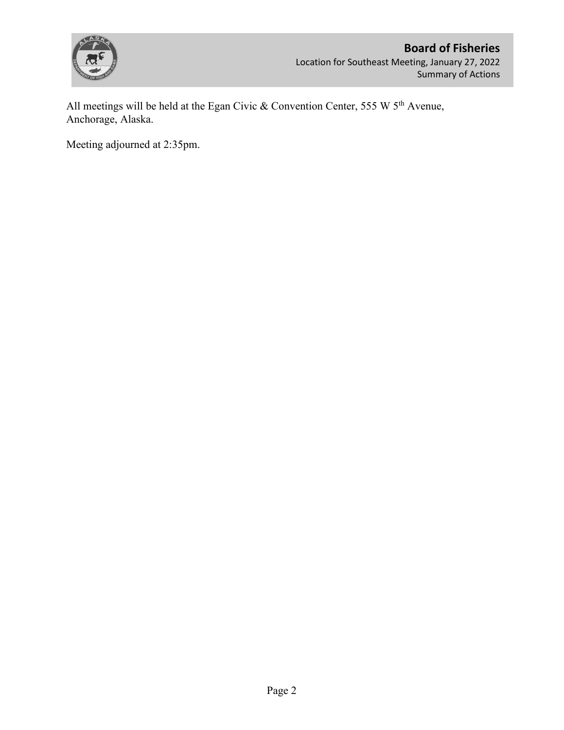All meetings will be held at the Egan Civic & Convention Center, 555 W 5th Avenue, Anchorage, Alaska.

Meeting adjourned at 2:35pm.